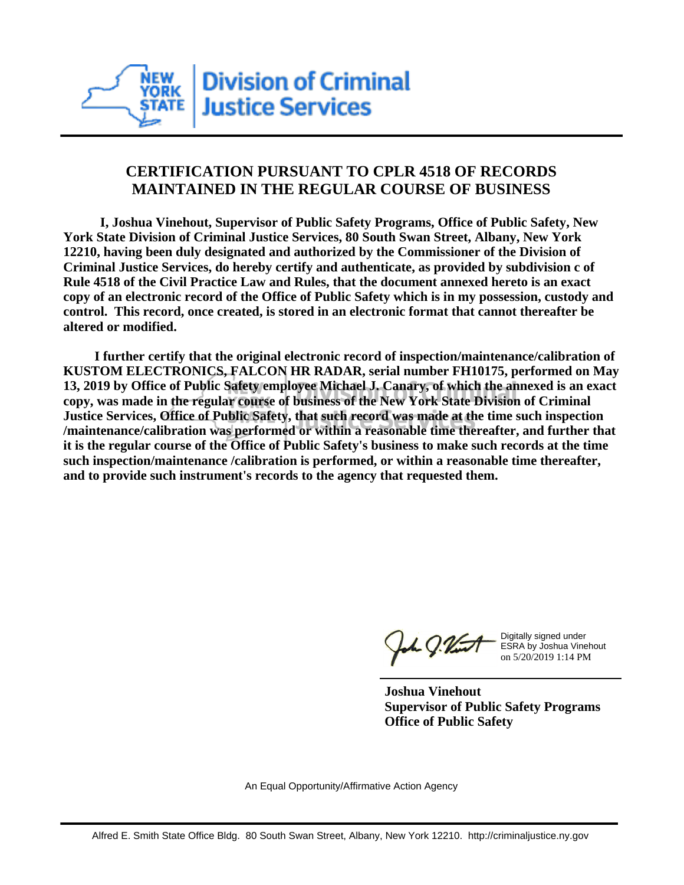**Division of Criminal Justice Services**

## CERTIFICATION PURSUANT TO CPLR 4518 OF RECORDS MAINTAINED IN THE REGULAR COURSE OF BUSINESS

**I, Joshua Vinehout, Supervisor of Public Safety Programs, Office of Public Safety, New York State Division of Criminal Justice Services, 80 South Swan Street, Albany, New York 12210, having been duly designated and authorized by the Commissioner of the Division of Criminal Justice Services, do hereby certify and authenticate, as provided by subdivision c of Rule 4518 of the Civil Practice Law and Rules, that the document annexed hereto is an exact copy of an electronic record of the Office of Public Safety which is in my possession, custody and control. This record, once created, is stored in an electronic format that cannot thereafter be altered or modified.**

**I further certify that the original electronic record of inspection/maintenance/calibration of KUSTOM ELECTRONICS, FALCON HR RADAR, serial number FH10175, performed on May 13, 2019 by Office of Public Safety employee Michael J. Canary, of which the annexed is an exact copy, was made in the regular course of business of the New York State Division of Criminal Justice Services, Office of Public Safety, that such record was made at the time such inspection /maintenance/calibration was performed or within a reasonable time thereafter, and further that it is the regular course of the Office of Public Safety's business to make such records at the time such inspection/maintenance /calibration is performed, or within a reasonable time thereafter, and to provide such instrument's records to the agency that requested them.**

Digitally signed under ESRA by Joshua Vinehout on 5/20/2019 1:14 PM

**Joshua Vinehout**
**Supervisor of Public Safety Programs**
**Office of Public Safety**

An Equal Opportunity/Affirmative Action Agency

Alfred E. Smith State Office Bldg. 80 South Swan Street, Albany, New York 12210. http://criminaljustice.ny.gov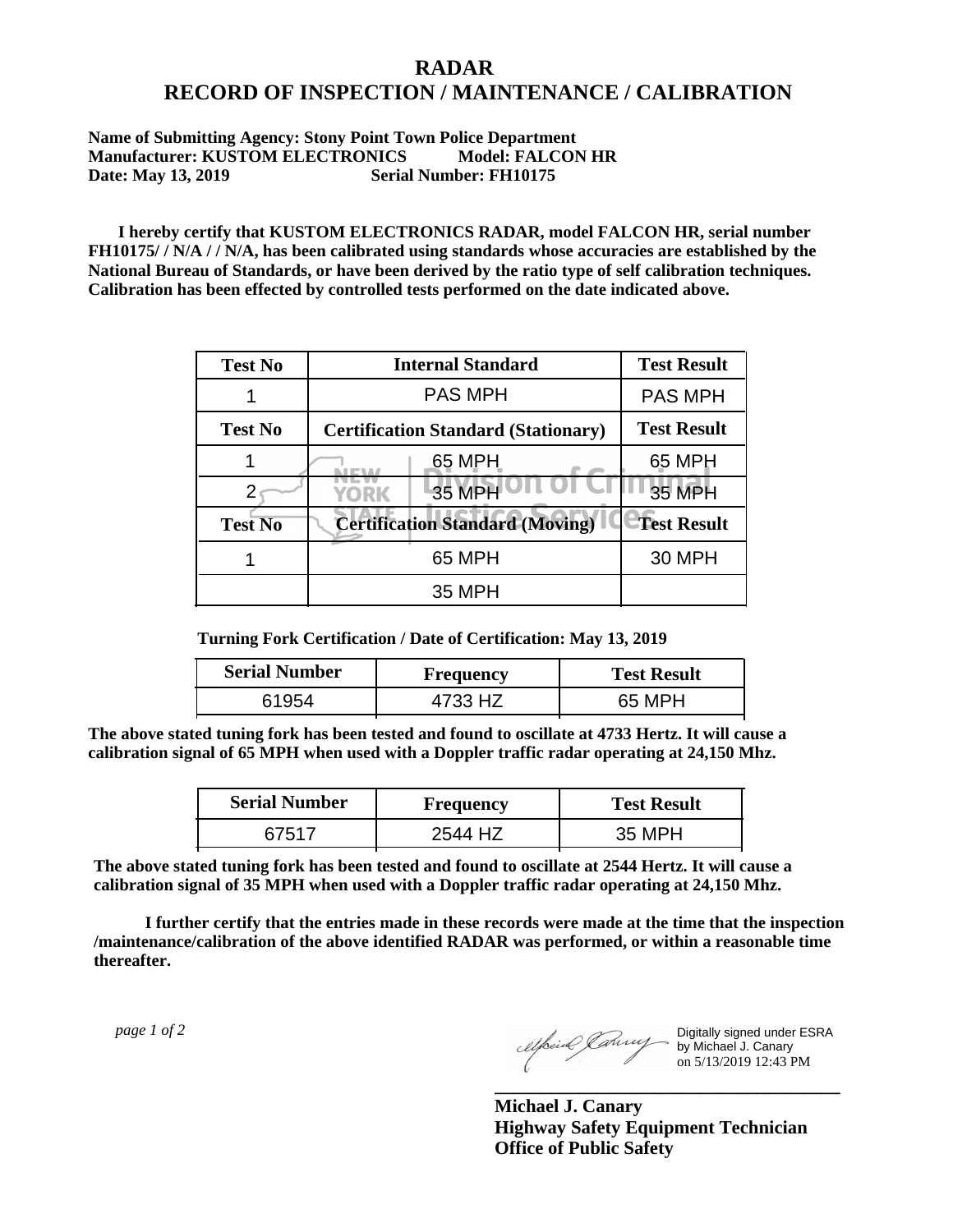# RADAR
# RECORD OF INSPECTION / MAINTENANCE / CALIBRATION

**Name of Submitting Agency: Stony Point Town Police Department**
**Manufacturer: KUSTOM ELECTRONICS Model: FALCON HR**
**Date: May 13, 2019 Serial Number: FH10175**

**I hereby certify that KUSTOM ELECTRONICS RADAR, model FALCON HR, serial number FH10175/ / N/A / / N/A, has been calibrated using standards whose accuracies are established by the National Bureau of Standards, or have been derived by the ratio type of self calibration techniques. Calibration has been effected by controlled tests performed on the date indicated above.**

| Test No | Internal Standard | Test Result |
|---|---|---|
| 1 | PAS MPH | PAS MPH |
| **Test No** | **Certification Standard (Stationary)** | **Test Result** |
| 1 | 65 MPH | 65 MPH |
| 2 | 35 MPH | 35 MPH |
| **Test No** | **Certification Standard (Moving)** | **Test Result** |
| 1 | 65 MPH | 30 MPH |
| | 35 MPH | |

**Turning Fork Certification / Date of Certification: May 13, 2019**

| Serial Number | Frequency | Test Result |
|---|---|---|
| 61954 | 4733 HZ | 65 MPH |

**The above stated tuning fork has been tested and found to oscillate at 4733 Hertz. It will cause a calibration signal of 65 MPH when used with a Doppler traffic radar operating at 24,150 Mhz.**

| Serial Number | Frequency | Test Result |
|---|---|---|
| 67517 | 2544 HZ | 35 MPH |

**The above stated tuning fork has been tested and found to oscillate at 2544 Hertz. It will cause a calibration signal of 35 MPH when used with a Doppler traffic radar operating at 24,150 Mhz.**

**I further certify that the entries made in these records were made at the time that the inspection /maintenance/calibration of the above identified RADAR was performed, or within a reasonable time thereafter.**

*page 1 of 2*

Digitally signed under ESRA by Michael J. Canary on 5/13/2019 12:43 PM

**Michael J. Canary**
**Highway Safety Equipment Technician**
**Office of Public Safety**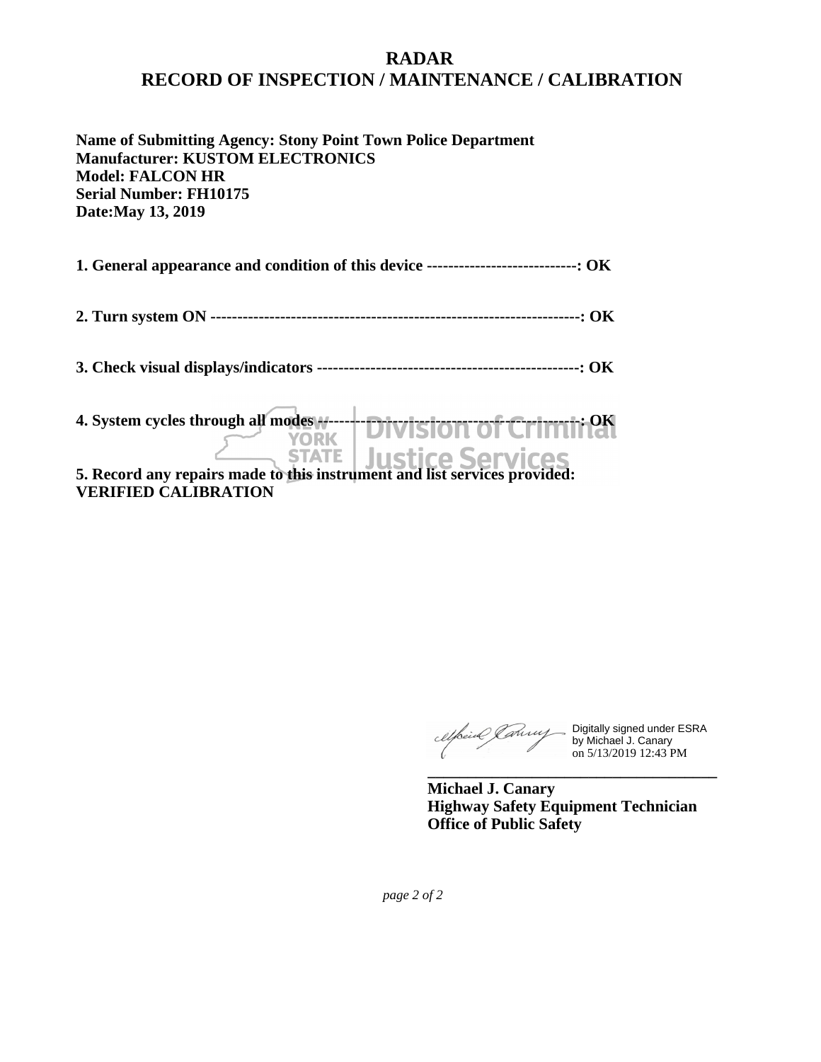# RADAR
# RECORD OF INSPECTION / MAINTENANCE / CALIBRATION

**Name of Submitting Agency: Stony Point Town Police Department**
**Manufacturer: KUSTOM ELECTRONICS**
**Model: FALCON HR**
**Serial Number: FH10175**
**Date:May 13, 2019**

**1. General appearance and condition of this device ----------------------------: OK**

**2. Turn system ON ------------------------------------------------------------------: OK**

**3. Check visual displays/indicators -------------------------------------------------: OK**

**4. System cycles through all modes ----------------------------------------------: OK**

**5. Record any repairs made to this instrument and list services provided:**
**VERIFIED CALIBRATION**

Digitally signed under ESRA
by Michael J. Canary
on 5/13/2019 12:43 PM

**Michael J. Canary**
**Highway Safety Equipment Technician**
**Office of Public Safety**